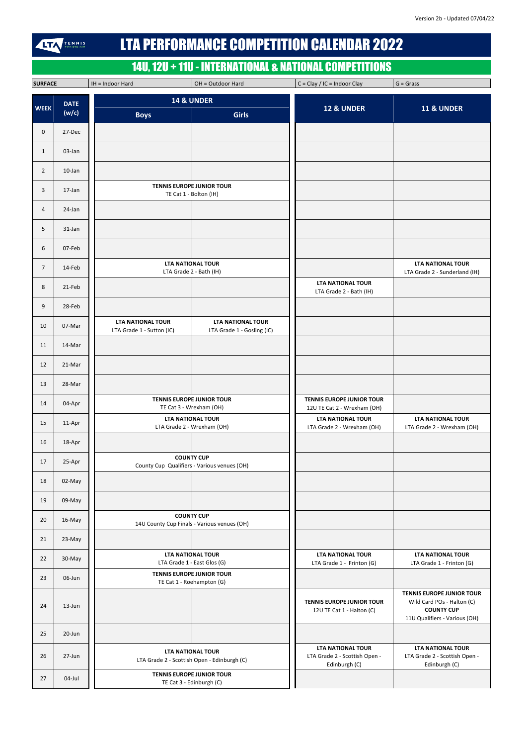Version 2b - Updated 07/04/22

# LTA PERFORMANCE COMPETITION CALENDAR 2022

## 14U, 12U + 11U - INTERNATIONAL & NATIONAL COMPETITIONS

| SURFACE | IH = Indoor Hard | OH = Outdoor Hard | C = Clay / IC = Indoor Clay | G = Grass |
|---|---|---|---|---|

| WEEK | DATE (w/c) | 14 & UNDER Boys | 14 & UNDER Girls | 12 & UNDER | 11 & UNDER |
|---|---|---|---|---|---|
| 0 | 27-Dec | | | | |
| 1 | 03-Jan | | | | |
| 2 | 10-Jan | | | | |
| 3 | 17-Jan | **TENNIS EUROPE JUNIOR TOUR** TE Cat 1 - Bolton (IH) | | | |
| 4 | 24-Jan | | | | |
| 5 | 31-Jan | | | | |
| 6 | 07-Feb | | | | |
| 7 | 14-Feb | **LTA NATIONAL TOUR** LTA Grade 2 - Bath (IH) | | | **LTA NATIONAL TOUR** LTA Grade 2 - Sunderland (IH) |
| 8 | 21-Feb | | | **LTA NATIONAL TOUR** LTA Grade 2 - Bath (IH) | |
| 9 | 28-Feb | | | | |
| 10 | 07-Mar | **LTA NATIONAL TOUR** LTA Grade 1 - Sutton (IC) | **LTA NATIONAL TOUR** LTA Grade 1 - Gosling (IC) | | |
| 11 | 14-Mar | | | | |
| 12 | 21-Mar | | | | |
| 13 | 28-Mar | | | | |
| 14 | 04-Apr | **TENNIS EUROPE JUNIOR TOUR** TE Cat 3 - Wrexham (OH) | | **TENNIS EUROPE JUNIOR TOUR** 12U TE Cat 2 - Wrexham (OH) | |
| 15 | 11-Apr | **LTA NATIONAL TOUR** LTA Grade 2 - Wrexham (OH) | | **LTA NATIONAL TOUR** LTA Grade 2 - Wrexham (OH) | **LTA NATIONAL TOUR** LTA Grade 2 - Wrexham (OH) |
| 16 | 18-Apr | | | | |
| 17 | 25-Apr | **COUNTY CUP** County Cup Qualifiers - Various venues (OH) | | | |
| 18 | 02-May | | | | |
| 19 | 09-May | | | | |
| 20 | 16-May | **COUNTY CUP** 14U County Cup Finals - Various venues (OH) | | | |
| 21 | 23-May | | | | |
| 22 | 30-May | **LTA NATIONAL TOUR** LTA Grade 1 - East Glos (G) | | **LTA NATIONAL TOUR** LTA Grade 1 - Frinton (G) | **LTA NATIONAL TOUR** LTA Grade 1 - Frinton (G) |
| 23 | 06-Jun | **TENNIS EUROPE JUNIOR TOUR** TE Cat 1 - Roehampton (G) | | | |
| 24 | 13-Jun | | | **TENNIS EUROPE JUNIOR TOUR** 12U TE Cat 1 - Halton (C) | **TENNIS EUROPE JUNIOR TOUR** Wild Card POs - Halton (C) **COUNTY CUP** 11U Qualifiers - Various (OH) |
| 25 | 20-Jun | | | | |
| 26 | 27-Jun | **LTA NATIONAL TOUR** LTA Grade 2 - Scottish Open - Edinburgh (C) | | **LTA NATIONAL TOUR** LTA Grade 2 - Scottish Open - Edinburgh (C) | **LTA NATIONAL TOUR** LTA Grade 2 - Scottish Open - Edinburgh (C) |
| 27 | 04-Jul | **TENNIS EUROPE JUNIOR TOUR** TE Cat 3 - Edinburgh (C) | | | |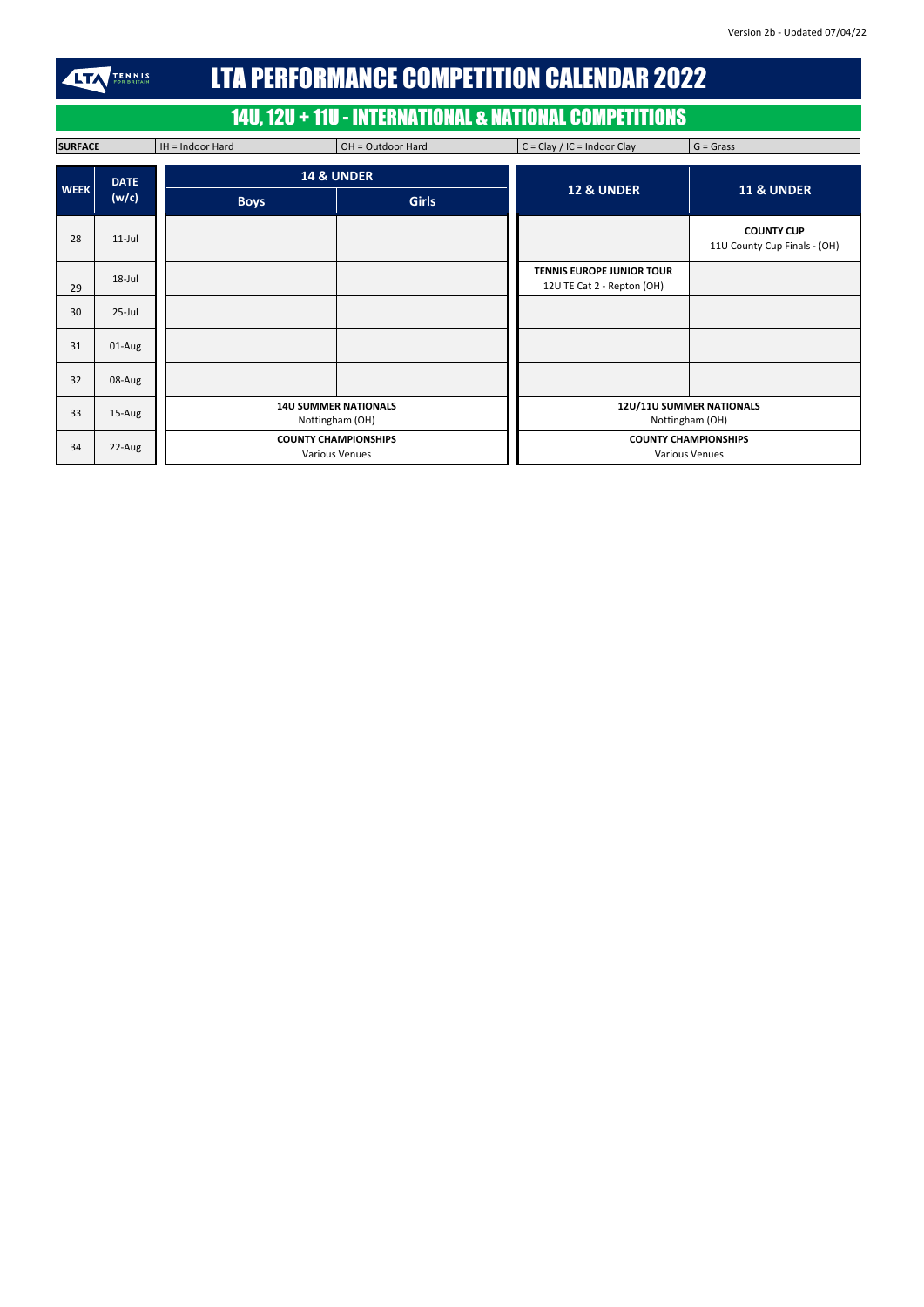Version 2b - Updated 07/04/22

# LTA PERFORMANCE COMPETITION CALENDAR 2022

## 14U, 12U + 11U - INTERNATIONAL & NATIONAL COMPETITIONS

| SURFACE | IH = Indoor Hard | OH = Outdoor Hard | C = Clay / IC = Indoor Clay | G = Grass |
|---|---|---|---|---|

| WEEK | DATE (w/c) | 14 & UNDER Boys | 14 & UNDER Girls | 12 & UNDER | 11 & UNDER |
|---|---|---|---|---|---|
| 28 | 11-Jul | | | | **COUNTY CUP** 11U County Cup Finals - (OH) |
| 29 | 18-Jul | | | **TENNIS EUROPE JUNIOR TOUR** 12U TE Cat 2 - Repton (OH) | |
| 30 | 25-Jul | | | | |
| 31 | 01-Aug | | | | |
| 32 | 08-Aug | | | | |
| 33 | 15-Aug | **14U SUMMER NATIONALS** Nottingham (OH) | | **12U/11U SUMMER NATIONALS** Nottingham (OH) | |
| 34 | 22-Aug | **COUNTY CHAMPIONSHIPS** Various Venues | | **COUNTY CHAMPIONSHIPS** Various Venues | |